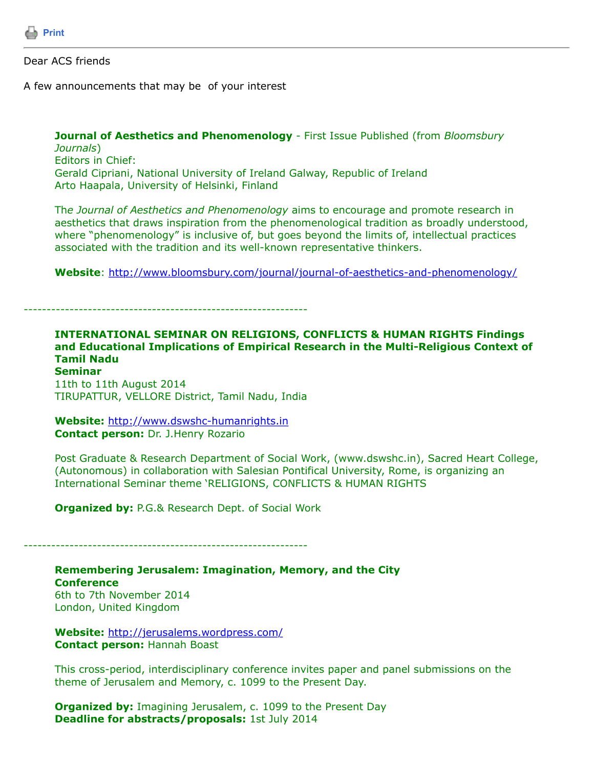Print

---

Dear ACS friends

A few announcements that may be of your interest

**Journal of Aesthetics and Phenomenology** - First Issue Published (from *Bloomsbury Journals*)
Editors in Chief:
Gerald Cipriani, National University of Ireland Galway, Republic of Ireland
Arto Haapala, University of Helsinki, Finland

The *Journal of Aesthetics and Phenomenology* aims to encourage and promote research in aesthetics that draws inspiration from the phenomenological tradition as broadly understood, where "phenomenology" is inclusive of, but goes beyond the limits of, intellectual practices associated with the tradition and its well-known representative thinkers.

**Website**: http://www.bloomsbury.com/journal/journal-of-aesthetics-and-phenomenology/

---------------------------------------------------------------

**INTERNATIONAL SEMINAR ON RELIGIONS, CONFLICTS & HUMAN RIGHTS Findings and Educational Implications of Empirical Research in the Multi-Religious Context of Tamil Nadu**
**Seminar**
11th to 11th August 2014
TIRUPATTUR, VELLORE District, Tamil Nadu, India

**Website:** http://www.dswshc-humanrights.in
**Contact person:** Dr. J.Henry Rozario

Post Graduate & Research Department of Social Work, (www.dswshc.in), Sacred Heart College, (Autonomous) in collaboration with Salesian Pontifical University, Rome, is organizing an International Seminar theme 'RELIGIONS, CONFLICTS & HUMAN RIGHTS

**Organized by:** P.G.& Research Dept. of Social Work

---------------------------------------------------------------

**Remembering Jerusalem: Imagination, Memory, and the City**
**Conference**
6th to 7th November 2014
London, United Kingdom

**Website:** http://jerusalems.wordpress.com/
**Contact person:** Hannah Boast

This cross-period, interdisciplinary conference invites paper and panel submissions on the theme of Jerusalem and Memory, c. 1099 to the Present Day.

**Organized by:** Imagining Jerusalem, c. 1099 to the Present Day
**Deadline for abstracts/proposals:** 1st July 2014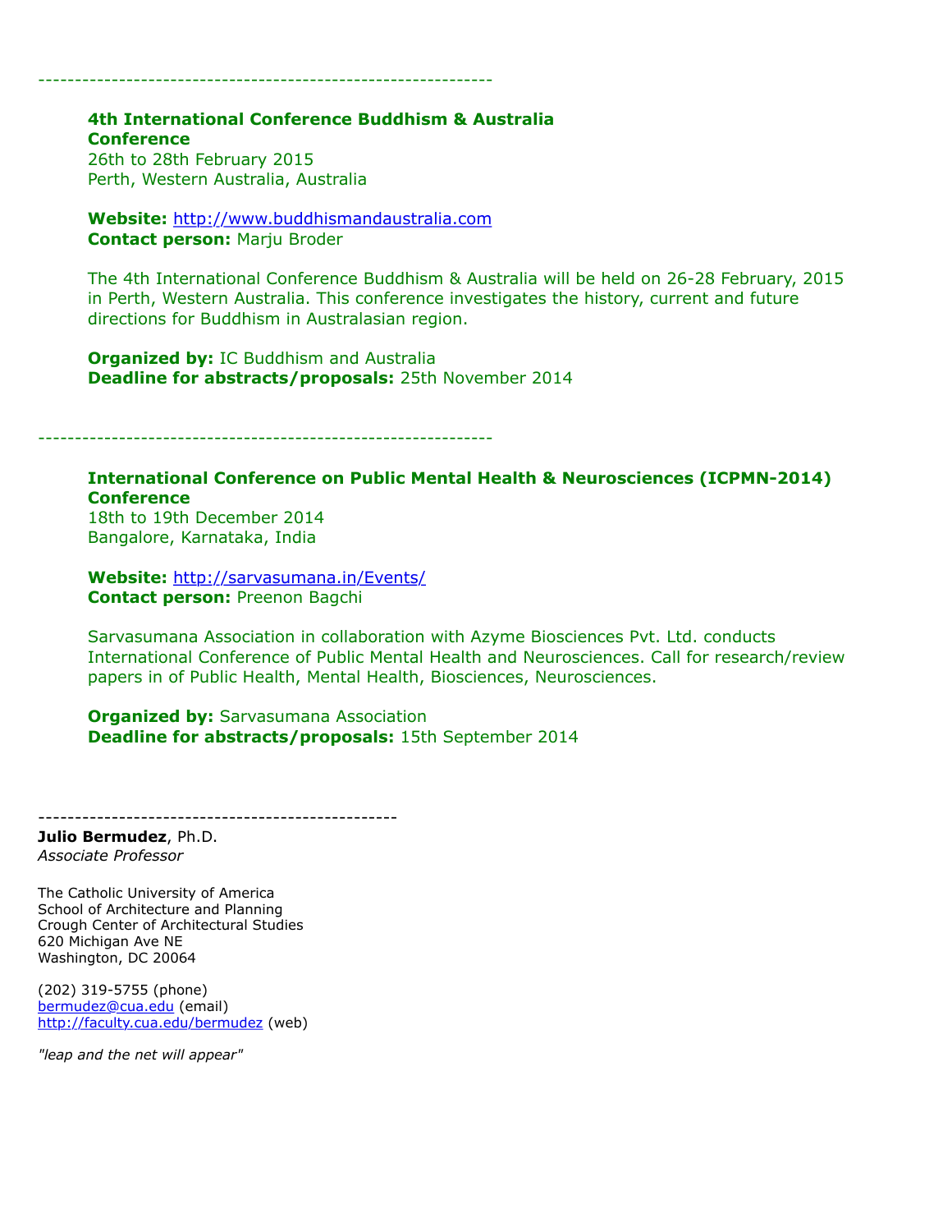------------------------------------------------------------

**4th International Conference Buddhism & Australia**
**Conference**
26th to 28th February 2015
Perth, Western Australia, Australia

**Website:** http://www.buddhismandaustralia.com
**Contact person:** Marju Broder

The 4th International Conference Buddhism & Australia will be held on 26-28 February, 2015 in Perth, Western Australia. This conference investigates the history, current and future directions for Buddhism in Australasian region.

**Organized by:** IC Buddhism and Australia
**Deadline for abstracts/proposals:** 25th November 2014

------------------------------------------------------------

**International Conference on Public Mental Health & Neurosciences (ICPMN-2014)**
**Conference**
18th to 19th December 2014
Bangalore, Karnataka, India

**Website:** http://sarvasumana.in/Events/
**Contact person:** Preenon Bagchi

Sarvasumana Association in collaboration with Azyme Biosciences Pvt. Ltd. conducts International Conference of Public Mental Health and Neurosciences. Call for research/review papers in of Public Health, Mental Health, Biosciences, Neurosciences.

**Organized by:** Sarvasumana Association
**Deadline for abstracts/proposals:** 15th September 2014

------------------------------------------------

**Julio Bermudez**, Ph.D.
*Associate Professor*

The Catholic University of America
School of Architecture and Planning
Crough Center of Architectural Studies
620 Michigan Ave NE
Washington, DC 20064

(202) 319-5755 (phone)
bermudez@cua.edu (email)
http://faculty.cua.edu/bermudez (web)

*"leap and the net will appear"*